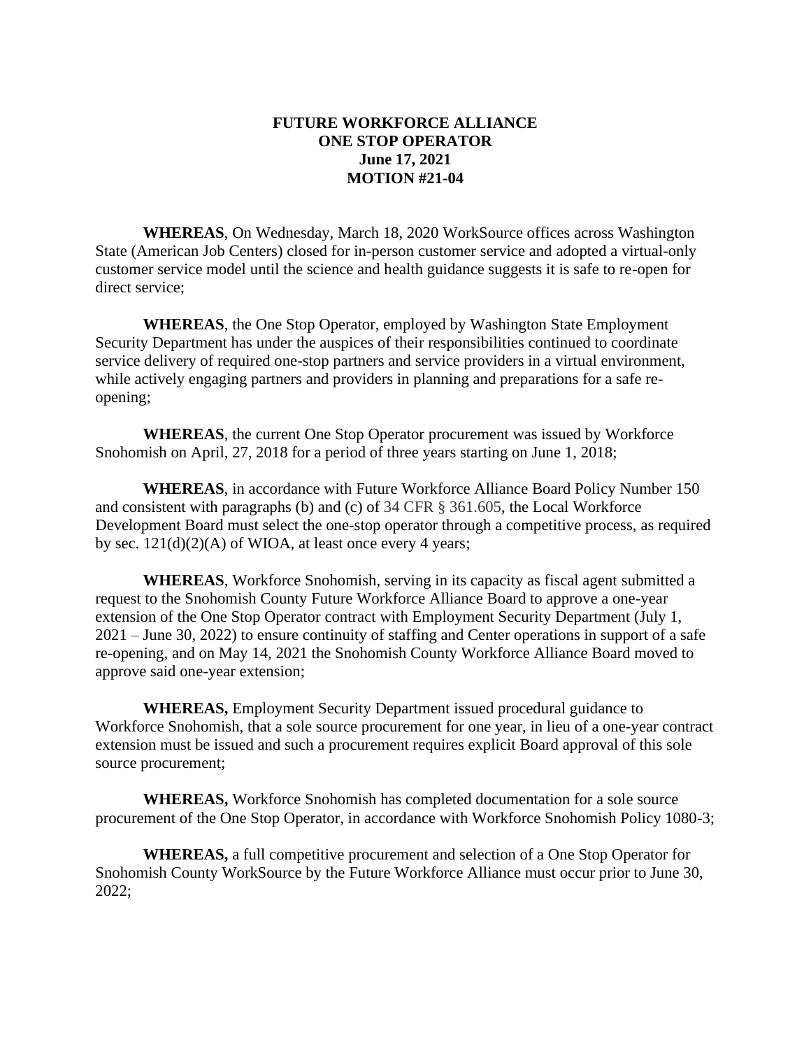**FUTURE WORKFORCE ALLIANCE**
**ONE STOP OPERATOR**
**June 17, 2021**
**MOTION #21-04**

**WHEREAS**, On Wednesday, March 18, 2020 WorkSource offices across Washington State (American Job Centers) closed for in-person customer service and adopted a virtual-only customer service model until the science and health guidance suggests it is safe to re-open for direct service;

**WHEREAS**, the One Stop Operator, employed by Washington State Employment Security Department has under the auspices of their responsibilities continued to coordinate service delivery of required one-stop partners and service providers in a virtual environment, while actively engaging partners and providers in planning and preparations for a safe re-opening;

**WHEREAS**, the current One Stop Operator procurement was issued by Workforce Snohomish on April, 27, 2018 for a period of three years starting on June 1, 2018;

**WHEREAS**, in accordance with Future Workforce Alliance Board Policy Number 150 and consistent with paragraphs (b) and (c) of 34 CFR § 361.605, the Local Workforce Development Board must select the one-stop operator through a competitive process, as required by sec. 121(d)(2)(A) of WIOA, at least once every 4 years;

**WHEREAS**, Workforce Snohomish, serving in its capacity as fiscal agent submitted a request to the Snohomish County Future Workforce Alliance Board to approve a one-year extension of the One Stop Operator contract with Employment Security Department (July 1, 2021 – June 30, 2022) to ensure continuity of staffing and Center operations in support of a safe re-opening, and on May 14, 2021 the Snohomish County Workforce Alliance Board moved to approve said one-year extension;

**WHEREAS,** Employment Security Department issued procedural guidance to Workforce Snohomish, that a sole source procurement for one year, in lieu of a one-year contract extension must be issued and such a procurement requires explicit Board approval of this sole source procurement;

**WHEREAS,** Workforce Snohomish has completed documentation for a sole source procurement of the One Stop Operator, in accordance with Workforce Snohomish Policy 1080-3;

**WHEREAS,** a full competitive procurement and selection of a One Stop Operator for Snohomish County WorkSource by the Future Workforce Alliance must occur prior to June 30, 2022;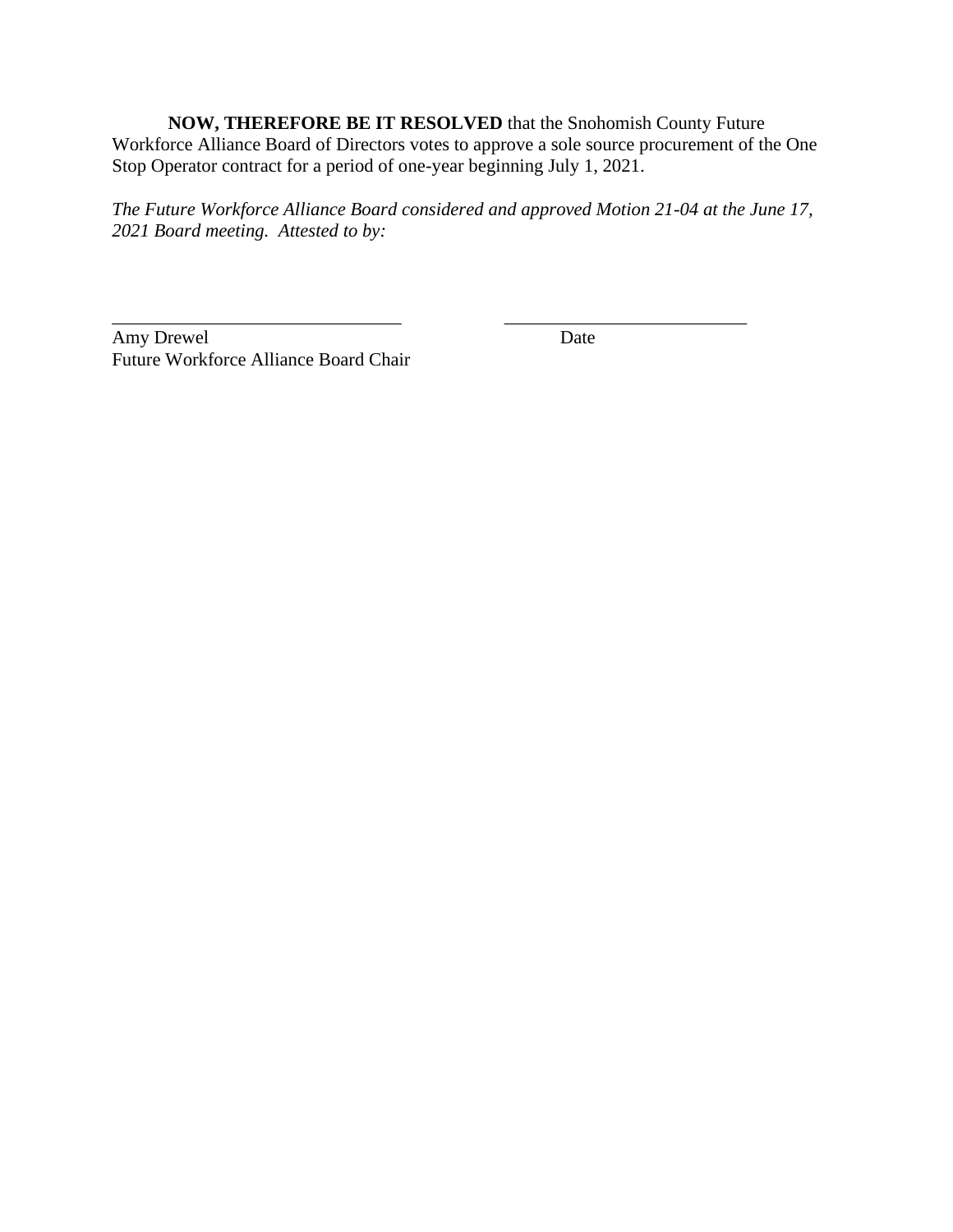**NOW, THEREFORE BE IT RESOLVED** that the Snohomish County Future Workforce Alliance Board of Directors votes to approve a sole source procurement of the One Stop Operator contract for a period of one-year beginning July 1, 2021.

*The Future Workforce Alliance Board considered and approved Motion 21-04 at the June 17, 2021 Board meeting. Attested to by:*

_______________________________ _________________________

Amy Drewel
Future Workforce Alliance Board Chair

Date